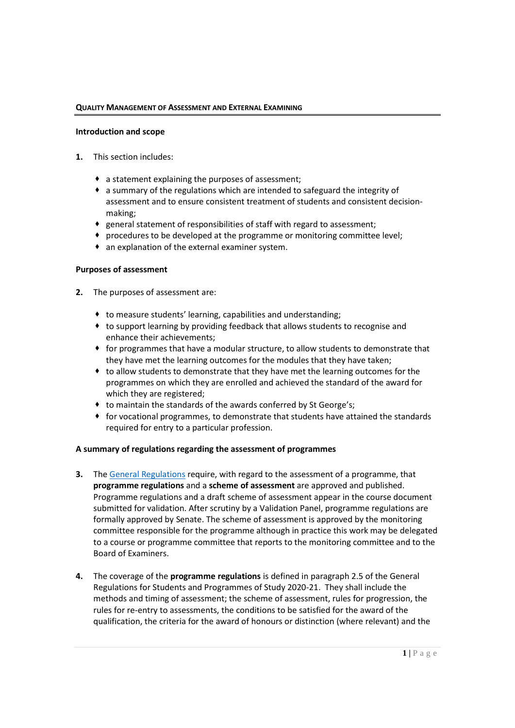## Quality Management of Assessment and External Examining

### Introduction and scope

**1.** This section includes:

- a statement explaining the purposes of assessment;
- a summary of the regulations which are intended to safeguard the integrity of assessment and to ensure consistent treatment of students and consistent decision-making;
- general statement of responsibilities of staff with regard to assessment;
- procedures to be developed at the programme or monitoring committee level;
- an explanation of the external examiner system.

### Purposes of assessment

**2.** The purposes of assessment are:

- to measure students' learning, capabilities and understanding;
- to support learning by providing feedback that allows students to recognise and enhance their achievements;
- for programmes that have a modular structure, to allow students to demonstrate that they have met the learning outcomes for the modules that they have taken;
- to allow students to demonstrate that they have met the learning outcomes for the programmes on which they are enrolled and achieved the standard of the award for which they are registered;
- to maintain the standards of the awards conferred by St George's;
- for vocational programmes, to demonstrate that students have attained the standards required for entry to a particular profession.

### A summary of regulations regarding the assessment of programmes

**3.** The General Regulations require, with regard to the assessment of a programme, that **programme regulations** and a **scheme of assessment** are approved and published. Programme regulations and a draft scheme of assessment appear in the course document submitted for validation. After scrutiny by a Validation Panel, programme regulations are formally approved by Senate. The scheme of assessment is approved by the monitoring committee responsible for the programme although in practice this work may be delegated to a course or programme committee that reports to the monitoring committee and to the Board of Examiners.

**4.** The coverage of the **programme regulations** is defined in paragraph 2.5 of the General Regulations for Students and Programmes of Study 2020-21. They shall include the methods and timing of assessment; the scheme of assessment, rules for progression, the rules for re-entry to assessments, the conditions to be satisfied for the award of the qualification, the criteria for the award of honours or distinction (where relevant) and the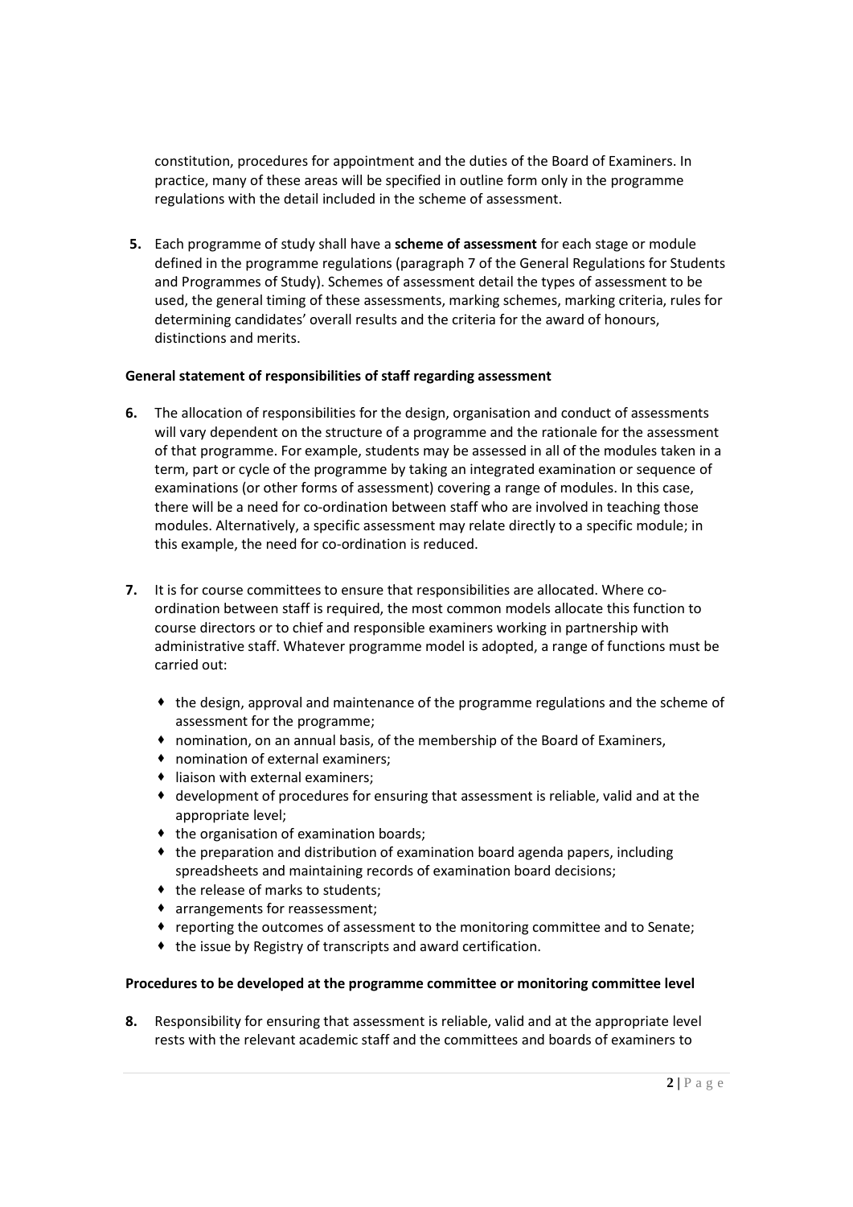constitution, procedures for appointment and the duties of the Board of Examiners. In practice, many of these areas will be specified in outline form only in the programme regulations with the detail included in the scheme of assessment.

**5.** Each programme of study shall have a **scheme of assessment** for each stage or module defined in the programme regulations (paragraph 7 of the General Regulations for Students and Programmes of Study). Schemes of assessment detail the types of assessment to be used, the general timing of these assessments, marking schemes, marking criteria, rules for determining candidates' overall results and the criteria for the award of honours, distinctions and merits.

**General statement of responsibilities of staff regarding assessment**

**6.** The allocation of responsibilities for the design, organisation and conduct of assessments will vary dependent on the structure of a programme and the rationale for the assessment of that programme. For example, students may be assessed in all of the modules taken in a term, part or cycle of the programme by taking an integrated examination or sequence of examinations (or other forms of assessment) covering a range of modules. In this case, there will be a need for co-ordination between staff who are involved in teaching those modules. Alternatively, a specific assessment may relate directly to a specific module; in this example, the need for co-ordination is reduced.

**7.** It is for course committees to ensure that responsibilities are allocated. Where co-ordination between staff is required, the most common models allocate this function to course directors or to chief and responsible examiners working in partnership with administrative staff. Whatever programme model is adopted, a range of functions must be carried out:

- the design, approval and maintenance of the programme regulations and the scheme of assessment for the programme;
- nomination, on an annual basis, of the membership of the Board of Examiners,
- nomination of external examiners;
- liaison with external examiners;
- development of procedures for ensuring that assessment is reliable, valid and at the appropriate level;
- the organisation of examination boards;
- the preparation and distribution of examination board agenda papers, including spreadsheets and maintaining records of examination board decisions;
- the release of marks to students;
- arrangements for reassessment;
- reporting the outcomes of assessment to the monitoring committee and to Senate;
- the issue by Registry of transcripts and award certification.

**Procedures to be developed at the programme committee or monitoring committee level**

**8.** Responsibility for ensuring that assessment is reliable, valid and at the appropriate level rests with the relevant academic staff and the committees and boards of examiners to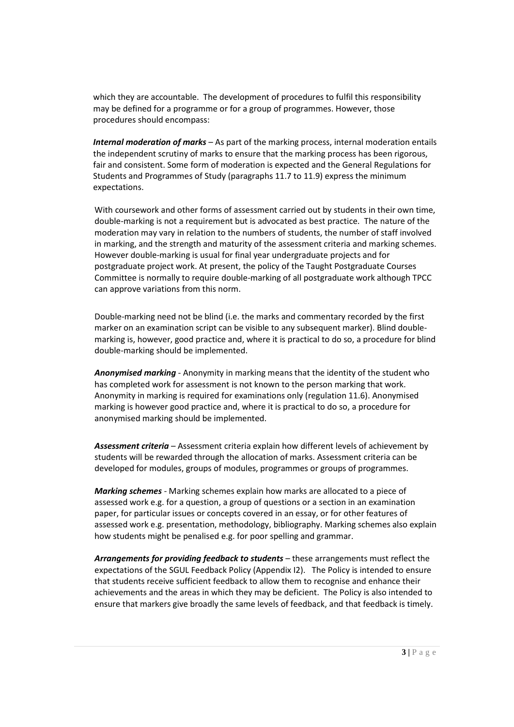which they are accountable. The development of procedures to fulfil this responsibility may be defined for a programme or for a group of programmes. However, those procedures should encompass:

***Internal moderation of marks*** – As part of the marking process, internal moderation entails the independent scrutiny of marks to ensure that the marking process has been rigorous, fair and consistent. Some form of moderation is expected and the General Regulations for Students and Programmes of Study (paragraphs 11.7 to 11.9) express the minimum expectations.

With coursework and other forms of assessment carried out by students in their own time, double-marking is not a requirement but is advocated as best practice. The nature of the moderation may vary in relation to the numbers of students, the number of staff involved in marking, and the strength and maturity of the assessment criteria and marking schemes. However double-marking is usual for final year undergraduate projects and for postgraduate project work. At present, the policy of the Taught Postgraduate Courses Committee is normally to require double-marking of all postgraduate work although TPCC can approve variations from this norm.

Double-marking need not be blind (i.e. the marks and commentary recorded by the first marker on an examination script can be visible to any subsequent marker). Blind double-marking is, however, good practice and, where it is practical to do so, a procedure for blind double-marking should be implemented.

***Anonymised marking*** - Anonymity in marking means that the identity of the student who has completed work for assessment is not known to the person marking that work. Anonymity in marking is required for examinations only (regulation 11.6). Anonymised marking is however good practice and, where it is practical to do so, a procedure for anonymised marking should be implemented.

***Assessment criteria*** – Assessment criteria explain how different levels of achievement by students will be rewarded through the allocation of marks. Assessment criteria can be developed for modules, groups of modules, programmes or groups of programmes.

***Marking schemes*** - Marking schemes explain how marks are allocated to a piece of assessed work e.g. for a question, a group of questions or a section in an examination paper, for particular issues or concepts covered in an essay, or for other features of assessed work e.g. presentation, methodology, bibliography. Marking schemes also explain how students might be penalised e.g. for poor spelling and grammar.

***Arrangements for providing feedback to students*** – these arrangements must reflect the expectations of the SGUL Feedback Policy (Appendix I2). The Policy is intended to ensure that students receive sufficient feedback to allow them to recognise and enhance their achievements and the areas in which they may be deficient. The Policy is also intended to ensure that markers give broadly the same levels of feedback, and that feedback is timely.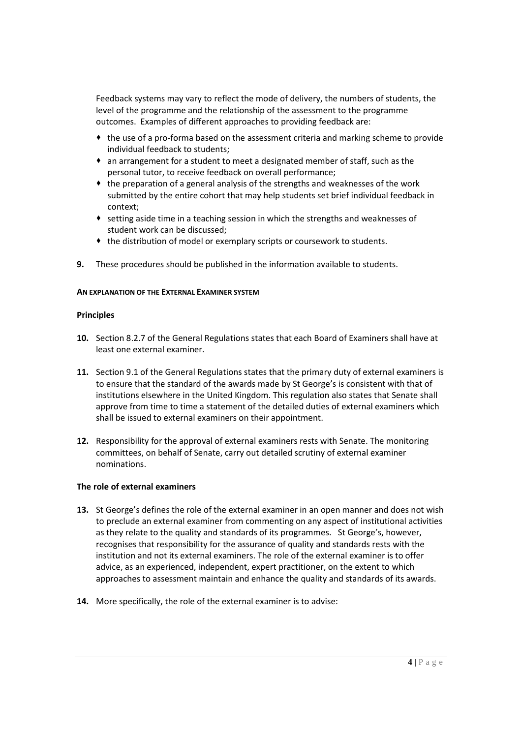Feedback systems may vary to reflect the mode of delivery, the numbers of students, the level of the programme and the relationship of the assessment to the programme outcomes. Examples of different approaches to providing feedback are:

- the use of a pro-forma based on the assessment criteria and marking scheme to provide individual feedback to students;
- an arrangement for a student to meet a designated member of staff, such as the personal tutor, to receive feedback on overall performance;
- the preparation of a general analysis of the strengths and weaknesses of the work submitted by the entire cohort that may help students set brief individual feedback in context;
- setting aside time in a teaching session in which the strengths and weaknesses of student work can be discussed;
- the distribution of model or exemplary scripts or coursework to students.

**9.** These procedures should be published in the information available to students.

**AN EXPLANATION OF THE EXTERNAL EXAMINER SYSTEM**

**Principles**

**10.** Section 8.2.7 of the General Regulations states that each Board of Examiners shall have at least one external examiner.

**11.** Section 9.1 of the General Regulations states that the primary duty of external examiners is to ensure that the standard of the awards made by St George's is consistent with that of institutions elsewhere in the United Kingdom. This regulation also states that Senate shall approve from time to time a statement of the detailed duties of external examiners which shall be issued to external examiners on their appointment.

**12.** Responsibility for the approval of external examiners rests with Senate. The monitoring committees, on behalf of Senate, carry out detailed scrutiny of external examiner nominations.

**The role of external examiners**

**13.** St George's defines the role of the external examiner in an open manner and does not wish to preclude an external examiner from commenting on any aspect of institutional activities as they relate to the quality and standards of its programmes. St George's, however, recognises that responsibility for the assurance of quality and standards rests with the institution and not its external examiners. The role of the external examiner is to offer advice, as an experienced, independent, expert practitioner, on the extent to which approaches to assessment maintain and enhance the quality and standards of its awards.

**14.** More specifically, the role of the external examiner is to advise: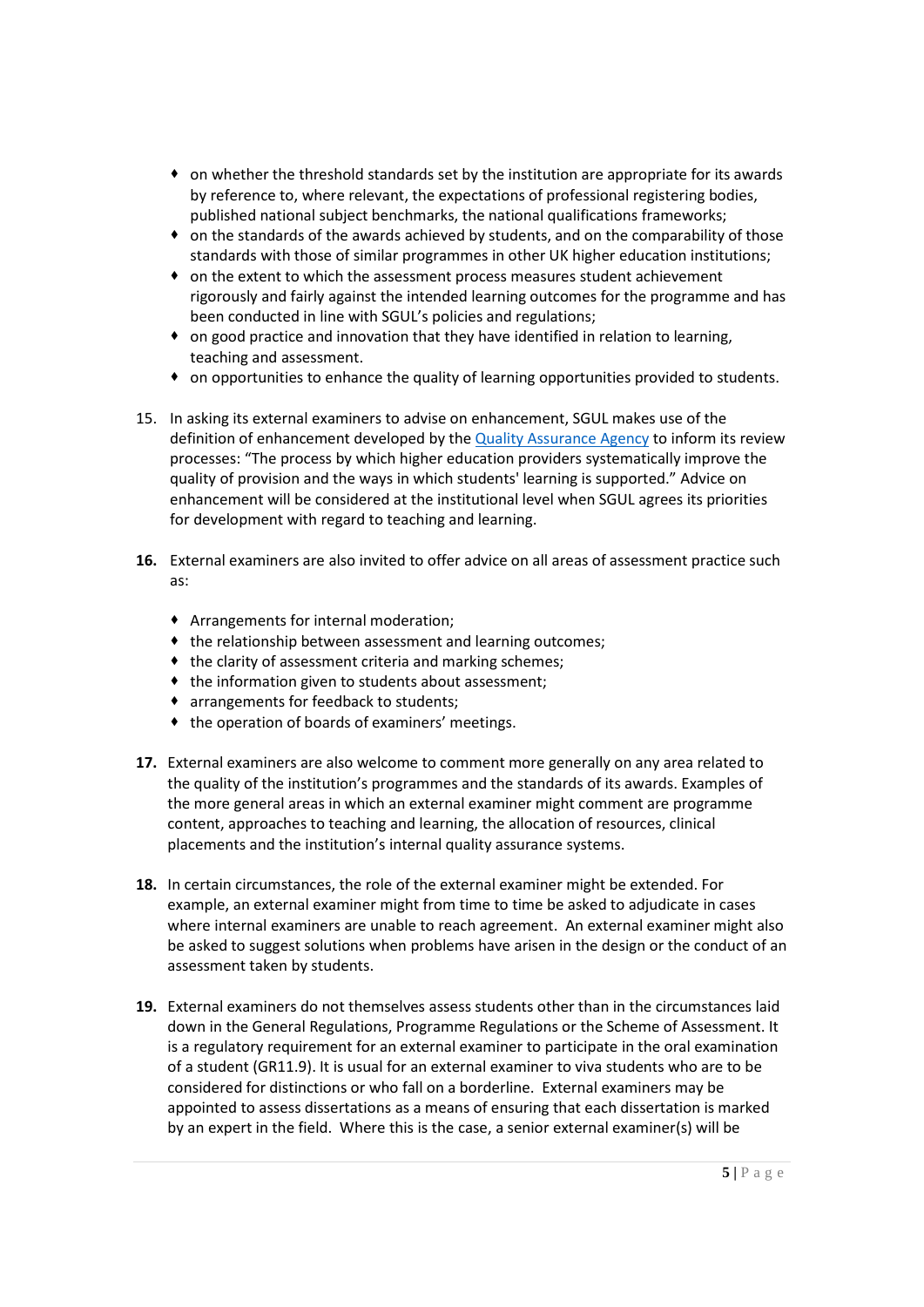- on whether the threshold standards set by the institution are appropriate for its awards by reference to, where relevant, the expectations of professional registering bodies, published national subject benchmarks, the national qualifications frameworks;
- on the standards of the awards achieved by students, and on the comparability of those standards with those of similar programmes in other UK higher education institutions;
- on the extent to which the assessment process measures student achievement rigorously and fairly against the intended learning outcomes for the programme and has been conducted in line with SGUL's policies and regulations;
- on good practice and innovation that they have identified in relation to learning, teaching and assessment.
- on opportunities to enhance the quality of learning opportunities provided to students.

15. In asking its external examiners to advise on enhancement, SGUL makes use of the definition of enhancement developed by the [Quality Assurance Agency]() to inform its review processes: "The process by which higher education providers systematically improve the quality of provision and the ways in which students' learning is supported." Advice on enhancement will be considered at the institutional level when SGUL agrees its priorities for development with regard to teaching and learning.

**16.** External examiners are also invited to offer advice on all areas of assessment practice such as:

- Arrangements for internal moderation;
- the relationship between assessment and learning outcomes;
- the clarity of assessment criteria and marking schemes;
- the information given to students about assessment;
- arrangements for feedback to students;
- the operation of boards of examiners' meetings.

**17.** External examiners are also welcome to comment more generally on any area related to the quality of the institution's programmes and the standards of its awards. Examples of the more general areas in which an external examiner might comment are programme content, approaches to teaching and learning, the allocation of resources, clinical placements and the institution's internal quality assurance systems.

**18.** In certain circumstances, the role of the external examiner might be extended. For example, an external examiner might from time to time be asked to adjudicate in cases where internal examiners are unable to reach agreement. An external examiner might also be asked to suggest solutions when problems have arisen in the design or the conduct of an assessment taken by students.

**19.** External examiners do not themselves assess students other than in the circumstances laid down in the General Regulations, Programme Regulations or the Scheme of Assessment. It is a regulatory requirement for an external examiner to participate in the oral examination of a student (GR11.9). It is usual for an external examiner to viva students who are to be considered for distinctions or who fall on a borderline. External examiners may be appointed to assess dissertations as a means of ensuring that each dissertation is marked by an expert in the field. Where this is the case, a senior external examiner(s) will be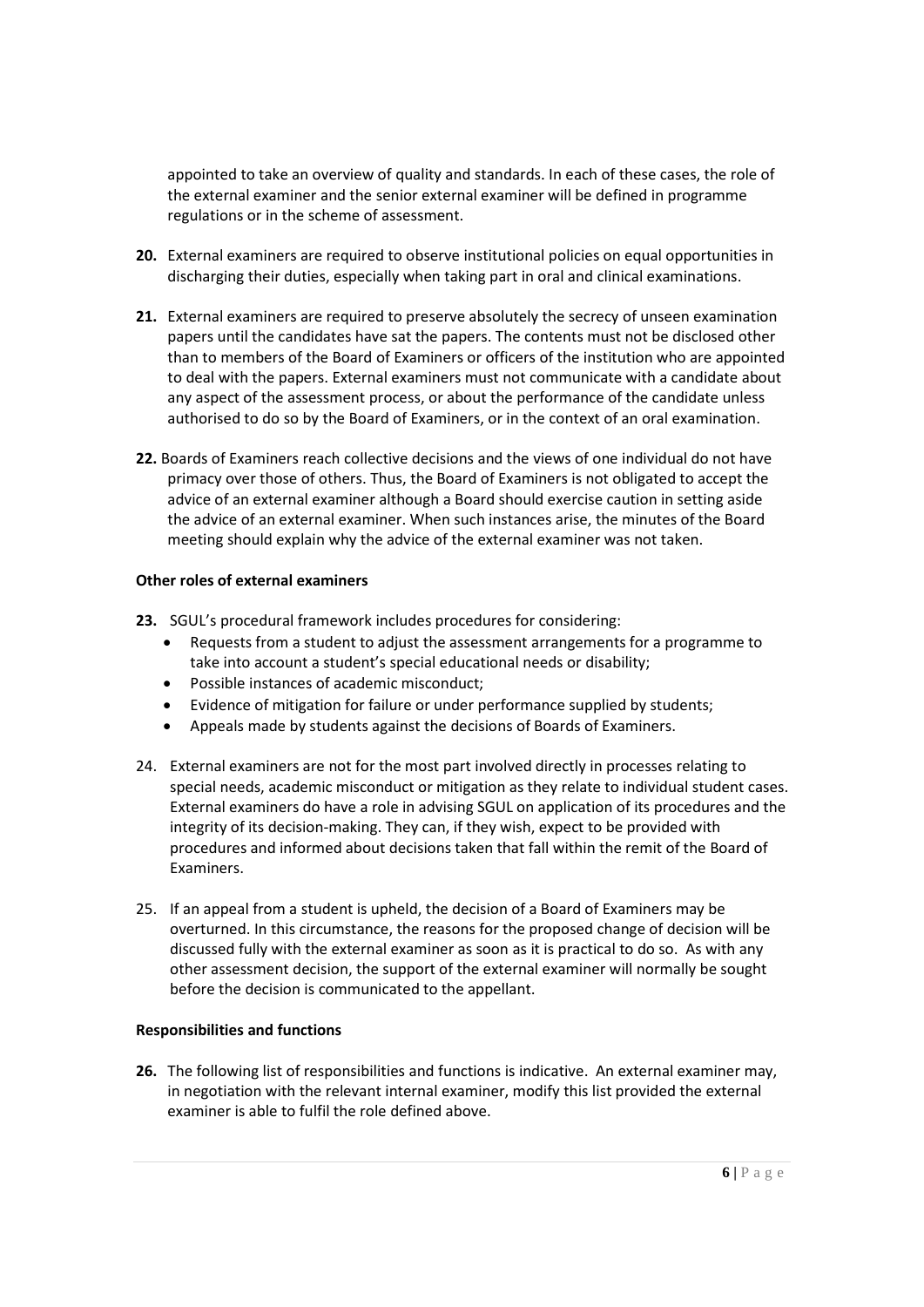appointed to take an overview of quality and standards. In each of these cases, the role of the external examiner and the senior external examiner will be defined in programme regulations or in the scheme of assessment.

**20.** External examiners are required to observe institutional policies on equal opportunities in discharging their duties, especially when taking part in oral and clinical examinations.

**21.** External examiners are required to preserve absolutely the secrecy of unseen examination papers until the candidates have sat the papers. The contents must not be disclosed other than to members of the Board of Examiners or officers of the institution who are appointed to deal with the papers. External examiners must not communicate with a candidate about any aspect of the assessment process, or about the performance of the candidate unless authorised to do so by the Board of Examiners, or in the context of an oral examination.

**22.** Boards of Examiners reach collective decisions and the views of one individual do not have primacy over those of others. Thus, the Board of Examiners is not obligated to accept the advice of an external examiner although a Board should exercise caution in setting aside the advice of an external examiner. When such instances arise, the minutes of the Board meeting should explain why the advice of the external examiner was not taken.

**Other roles of external examiners**

**23.** SGUL's procedural framework includes procedures for considering:

- Requests from a student to adjust the assessment arrangements for a programme to take into account a student's special educational needs or disability;
- Possible instances of academic misconduct;
- Evidence of mitigation for failure or under performance supplied by students;
- Appeals made by students against the decisions of Boards of Examiners.

24. External examiners are not for the most part involved directly in processes relating to special needs, academic misconduct or mitigation as they relate to individual student cases. External examiners do have a role in advising SGUL on application of its procedures and the integrity of its decision-making. They can, if they wish, expect to be provided with procedures and informed about decisions taken that fall within the remit of the Board of Examiners.

25. If an appeal from a student is upheld, the decision of a Board of Examiners may be overturned. In this circumstance, the reasons for the proposed change of decision will be discussed fully with the external examiner as soon as it is practical to do so. As with any other assessment decision, the support of the external examiner will normally be sought before the decision is communicated to the appellant.

**Responsibilities and functions**

**26.** The following list of responsibilities and functions is indicative. An external examiner may, in negotiation with the relevant internal examiner, modify this list provided the external examiner is able to fulfil the role defined above.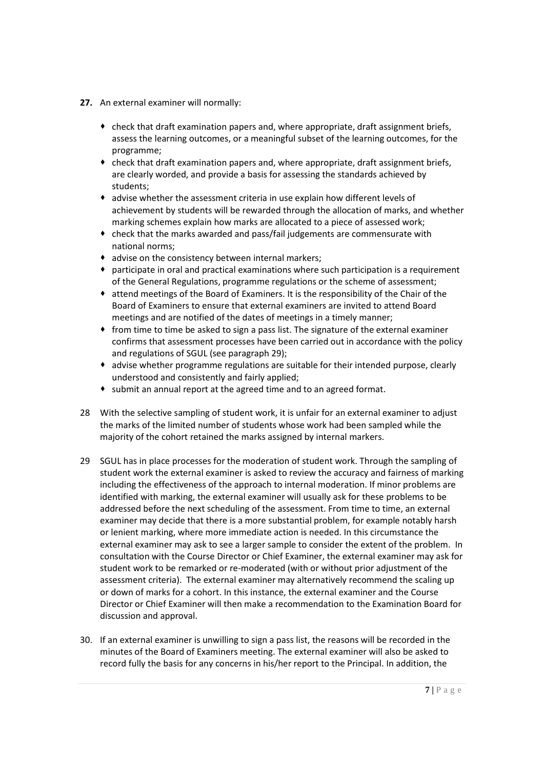**27.** An external examiner will normally:

- check that draft examination papers and, where appropriate, draft assignment briefs, assess the learning outcomes, or a meaningful subset of the learning outcomes, for the programme;
- check that draft examination papers and, where appropriate, draft assignment briefs, are clearly worded, and provide a basis for assessing the standards achieved by students;
- advise whether the assessment criteria in use explain how different levels of achievement by students will be rewarded through the allocation of marks, and whether marking schemes explain how marks are allocated to a piece of assessed work;
- check that the marks awarded and pass/fail judgements are commensurate with national norms;
- advise on the consistency between internal markers;
- participate in oral and practical examinations where such participation is a requirement of the General Regulations, programme regulations or the scheme of assessment;
- attend meetings of the Board of Examiners. It is the responsibility of the Chair of the Board of Examiners to ensure that external examiners are invited to attend Board meetings and are notified of the dates of meetings in a timely manner;
- from time to time be asked to sign a pass list. The signature of the external examiner confirms that assessment processes have been carried out in accordance with the policy and regulations of SGUL (see paragraph 29);
- advise whether programme regulations are suitable for their intended purpose, clearly understood and consistently and fairly applied;
- submit an annual report at the agreed time and to an agreed format.

28 With the selective sampling of student work, it is unfair for an external examiner to adjust the marks of the limited number of students whose work had been sampled while the majority of the cohort retained the marks assigned by internal markers.

29 SGUL has in place processes for the moderation of student work. Through the sampling of student work the external examiner is asked to review the accuracy and fairness of marking including the effectiveness of the approach to internal moderation. If minor problems are identified with marking, the external examiner will usually ask for these problems to be addressed before the next scheduling of the assessment. From time to time, an external examiner may decide that there is a more substantial problem, for example notably harsh or lenient marking, where more immediate action is needed. In this circumstance the external examiner may ask to see a larger sample to consider the extent of the problem. In consultation with the Course Director or Chief Examiner, the external examiner may ask for student work to be remarked or re-moderated (with or without prior adjustment of the assessment criteria). The external examiner may alternatively recommend the scaling up or down of marks for a cohort. In this instance, the external examiner and the Course Director or Chief Examiner will then make a recommendation to the Examination Board for discussion and approval.

30. If an external examiner is unwilling to sign a pass list, the reasons will be recorded in the minutes of the Board of Examiners meeting. The external examiner will also be asked to record fully the basis for any concerns in his/her report to the Principal. In addition, the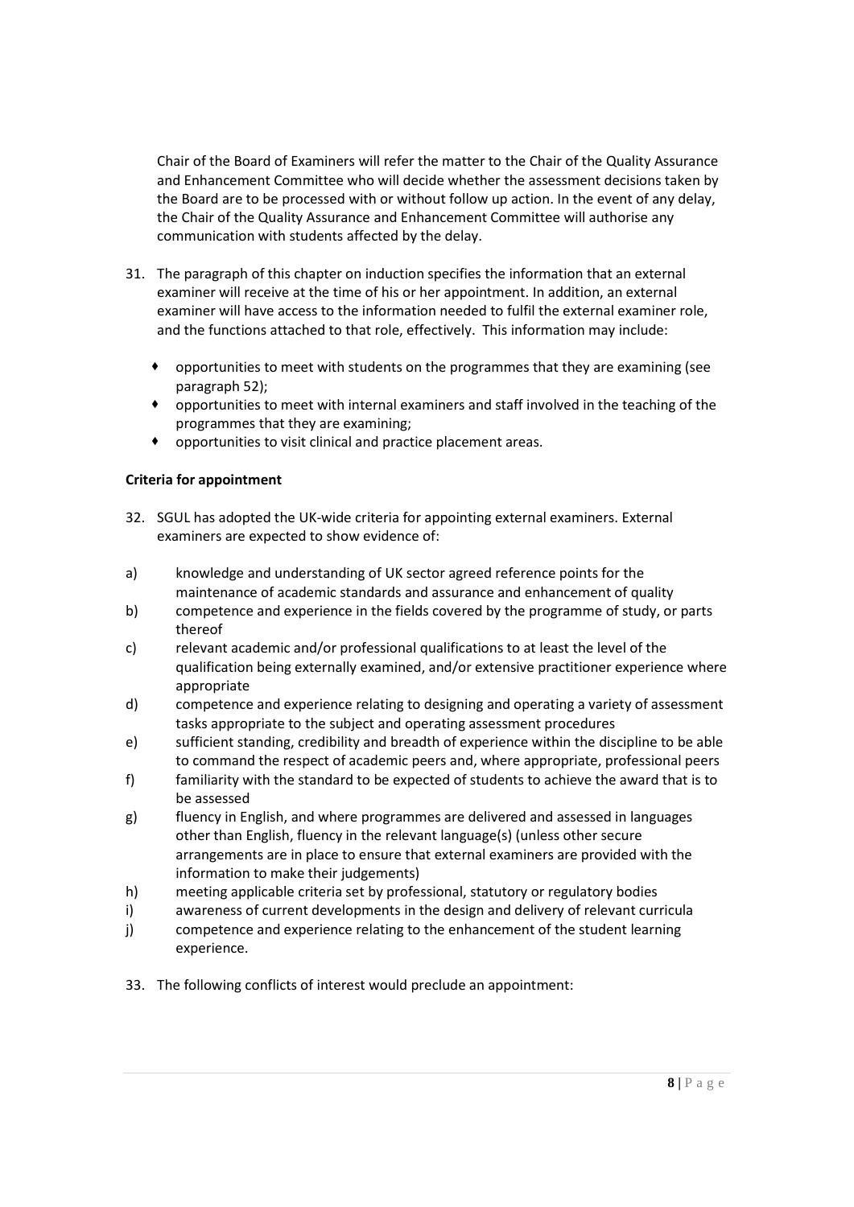Chair of the Board of Examiners will refer the matter to the Chair of the Quality Assurance and Enhancement Committee who will decide whether the assessment decisions taken by the Board are to be processed with or without follow up action. In the event of any delay, the Chair of the Quality Assurance and Enhancement Committee will authorise any communication with students affected by the delay.

31. The paragraph of this chapter on induction specifies the information that an external examiner will receive at the time of his or her appointment. In addition, an external examiner will have access to the information needed to fulfil the external examiner role, and the functions attached to that role, effectively. This information may include:

    - opportunities to meet with students on the programmes that they are examining (see paragraph 52);
    - opportunities to meet with internal examiners and staff involved in the teaching of the programmes that they are examining;
    - opportunities to visit clinical and practice placement areas.

**Criteria for appointment**

32. SGUL has adopted the UK-wide criteria for appointing external examiners. External examiners are expected to show evidence of:

a) knowledge and understanding of UK sector agreed reference points for the maintenance of academic standards and assurance and enhancement of quality

b) competence and experience in the fields covered by the programme of study, or parts thereof

c) relevant academic and/or professional qualifications to at least the level of the qualification being externally examined, and/or extensive practitioner experience where appropriate

d) competence and experience relating to designing and operating a variety of assessment tasks appropriate to the subject and operating assessment procedures

e) sufficient standing, credibility and breadth of experience within the discipline to be able to command the respect of academic peers and, where appropriate, professional peers

f) familiarity with the standard to be expected of students to achieve the award that is to be assessed

g) fluency in English, and where programmes are delivered and assessed in languages other than English, fluency in the relevant language(s) (unless other secure arrangements are in place to ensure that external examiners are provided with the information to make their judgements)

h) meeting applicable criteria set by professional, statutory or regulatory bodies

i) awareness of current developments in the design and delivery of relevant curricula

j) competence and experience relating to the enhancement of the student learning experience.

33. The following conflicts of interest would preclude an appointment: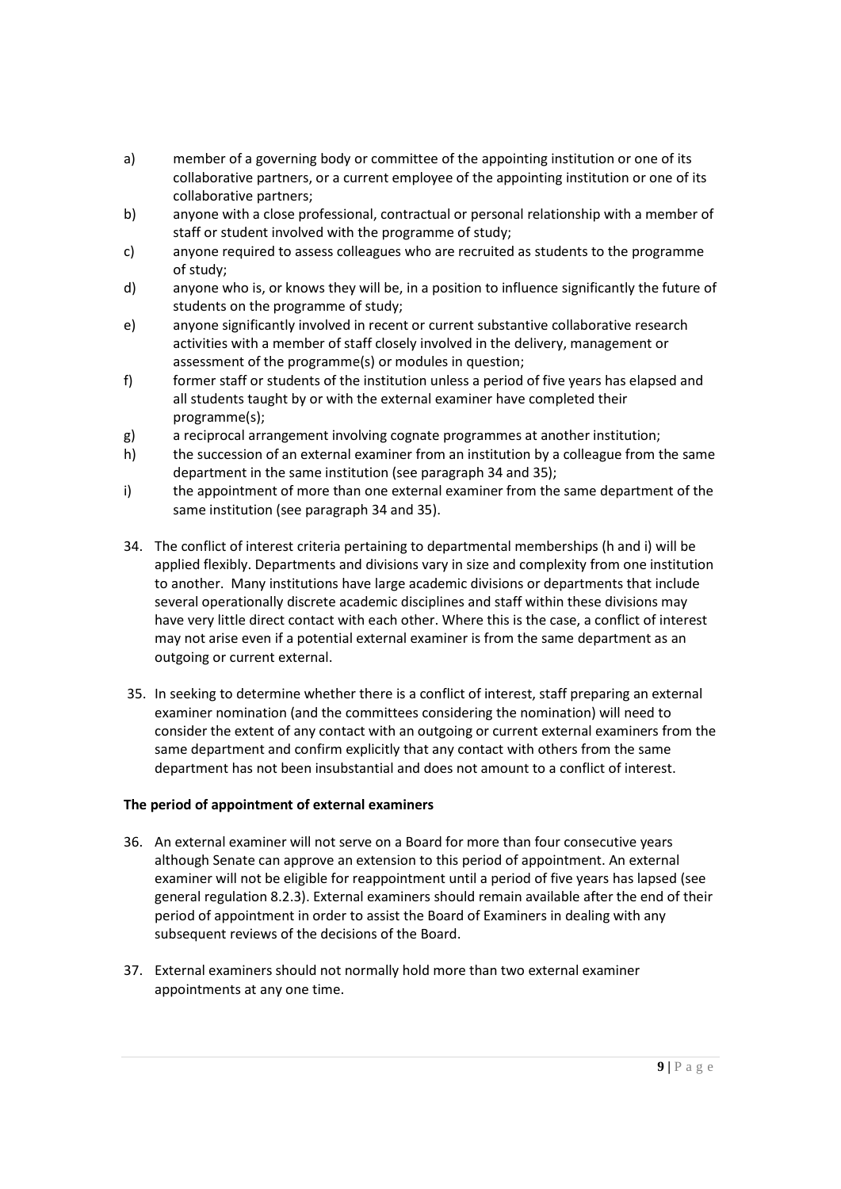a) member of a governing body or committee of the appointing institution or one of its collaborative partners, or a current employee of the appointing institution or one of its collaborative partners;
b) anyone with a close professional, contractual or personal relationship with a member of staff or student involved with the programme of study;
c) anyone required to assess colleagues who are recruited as students to the programme of study;
d) anyone who is, or knows they will be, in a position to influence significantly the future of students on the programme of study;
e) anyone significantly involved in recent or current substantive collaborative research activities with a member of staff closely involved in the delivery, management or assessment of the programme(s) or modules in question;
f) former staff or students of the institution unless a period of five years has elapsed and all students taught by or with the external examiner have completed their programme(s);
g) a reciprocal arrangement involving cognate programmes at another institution;
h) the succession of an external examiner from an institution by a colleague from the same department in the same institution (see paragraph 34 and 35);
i) the appointment of more than one external examiner from the same department of the same institution (see paragraph 34 and 35).

34. The conflict of interest criteria pertaining to departmental memberships (h and i) will be applied flexibly. Departments and divisions vary in size and complexity from one institution to another. Many institutions have large academic divisions or departments that include several operationally discrete academic disciplines and staff within these divisions may have very little direct contact with each other. Where this is the case, a conflict of interest may not arise even if a potential external examiner is from the same department as an outgoing or current external.

35. In seeking to determine whether there is a conflict of interest, staff preparing an external examiner nomination (and the committees considering the nomination) will need to consider the extent of any contact with an outgoing or current external examiners from the same department and confirm explicitly that any contact with others from the same department has not been insubstantial and does not amount to a conflict of interest.

**The period of appointment of external examiners**

36. An external examiner will not serve on a Board for more than four consecutive years although Senate can approve an extension to this period of appointment. An external examiner will not be eligible for reappointment until a period of five years has lapsed (see general regulation 8.2.3). External examiners should remain available after the end of their period of appointment in order to assist the Board of Examiners in dealing with any subsequent reviews of the decisions of the Board.

37. External examiners should not normally hold more than two external examiner appointments at any one time.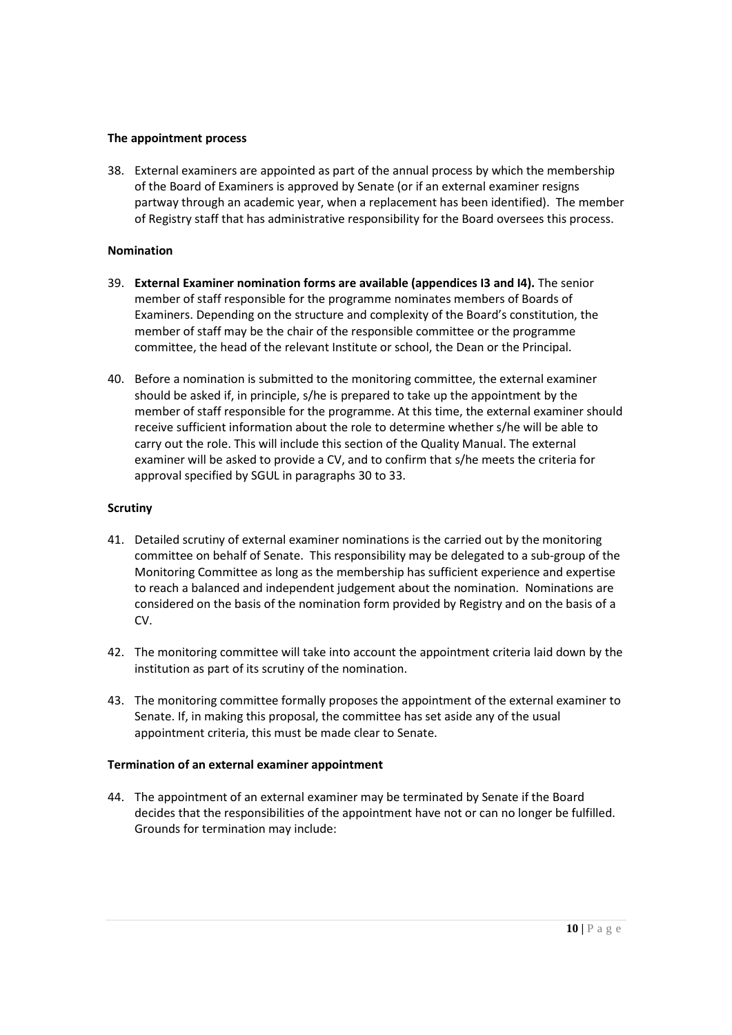**The appointment process**

38. External examiners are appointed as part of the annual process by which the membership of the Board of Examiners is approved by Senate (or if an external examiner resigns partway through an academic year, when a replacement has been identified). The member of Registry staff that has administrative responsibility for the Board oversees this process.

**Nomination**

39. **External Examiner nomination forms are available (appendices I3 and I4).** The senior member of staff responsible for the programme nominates members of Boards of Examiners. Depending on the structure and complexity of the Board's constitution, the member of staff may be the chair of the responsible committee or the programme committee, the head of the relevant Institute or school, the Dean or the Principal.

40. Before a nomination is submitted to the monitoring committee, the external examiner should be asked if, in principle, s/he is prepared to take up the appointment by the member of staff responsible for the programme. At this time, the external examiner should receive sufficient information about the role to determine whether s/he will be able to carry out the role. This will include this section of the Quality Manual. The external examiner will be asked to provide a CV, and to confirm that s/he meets the criteria for approval specified by SGUL in paragraphs 30 to 33.

**Scrutiny**

41. Detailed scrutiny of external examiner nominations is the carried out by the monitoring committee on behalf of Senate. This responsibility may be delegated to a sub-group of the Monitoring Committee as long as the membership has sufficient experience and expertise to reach a balanced and independent judgement about the nomination. Nominations are considered on the basis of the nomination form provided by Registry and on the basis of a CV.

42. The monitoring committee will take into account the appointment criteria laid down by the institution as part of its scrutiny of the nomination.

43. The monitoring committee formally proposes the appointment of the external examiner to Senate. If, in making this proposal, the committee has set aside any of the usual appointment criteria, this must be made clear to Senate.

**Termination of an external examiner appointment**

44. The appointment of an external examiner may be terminated by Senate if the Board decides that the responsibilities of the appointment have not or can no longer be fulfilled. Grounds for termination may include: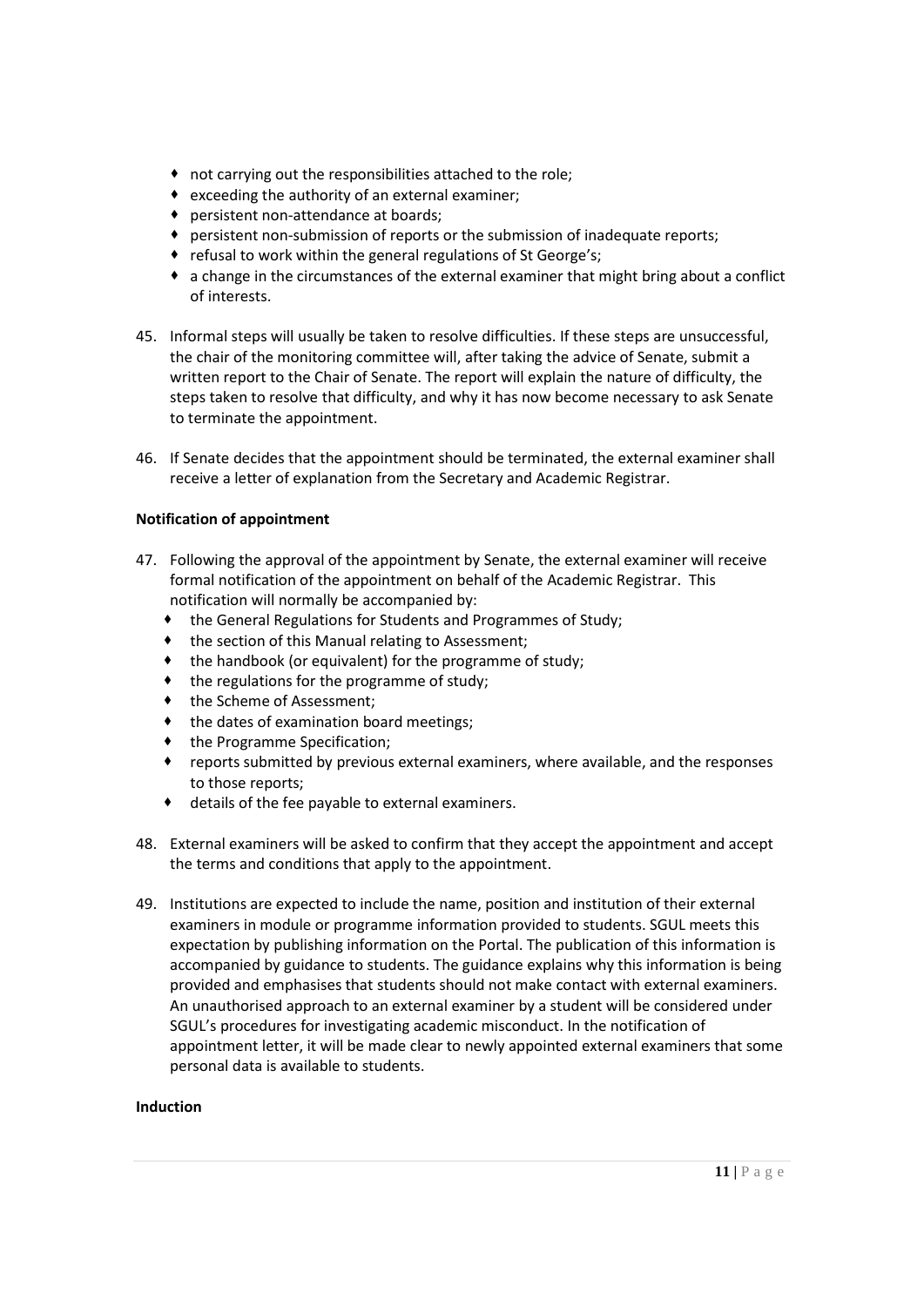- not carrying out the responsibilities attached to the role;
- exceeding the authority of an external examiner;
- persistent non-attendance at boards;
- persistent non-submission of reports or the submission of inadequate reports;
- refusal to work within the general regulations of St George's;
- a change in the circumstances of the external examiner that might bring about a conflict of interests.

45. Informal steps will usually be taken to resolve difficulties. If these steps are unsuccessful, the chair of the monitoring committee will, after taking the advice of Senate, submit a written report to the Chair of Senate. The report will explain the nature of difficulty, the steps taken to resolve that difficulty, and why it has now become necessary to ask Senate to terminate the appointment.

46. If Senate decides that the appointment should be terminated, the external examiner shall receive a letter of explanation from the Secretary and Academic Registrar.

**Notification of appointment**

47. Following the approval of the appointment by Senate, the external examiner will receive formal notification of the appointment on behalf of the Academic Registrar. This notification will normally be accompanied by:
    - the General Regulations for Students and Programmes of Study;
    - the section of this Manual relating to Assessment;
    - the handbook (or equivalent) for the programme of study;
    - the regulations for the programme of study;
    - the Scheme of Assessment;
    - the dates of examination board meetings;
    - the Programme Specification;
    - reports submitted by previous external examiners, where available, and the responses to those reports;
    - details of the fee payable to external examiners.

48. External examiners will be asked to confirm that they accept the appointment and accept the terms and conditions that apply to the appointment.

49. Institutions are expected to include the name, position and institution of their external examiners in module or programme information provided to students. SGUL meets this expectation by publishing information on the Portal. The publication of this information is accompanied by guidance to students. The guidance explains why this information is being provided and emphasises that students should not make contact with external examiners. An unauthorised approach to an external examiner by a student will be considered under SGUL's procedures for investigating academic misconduct. In the notification of appointment letter, it will be made clear to newly appointed external examiners that some personal data is available to students.

**Induction**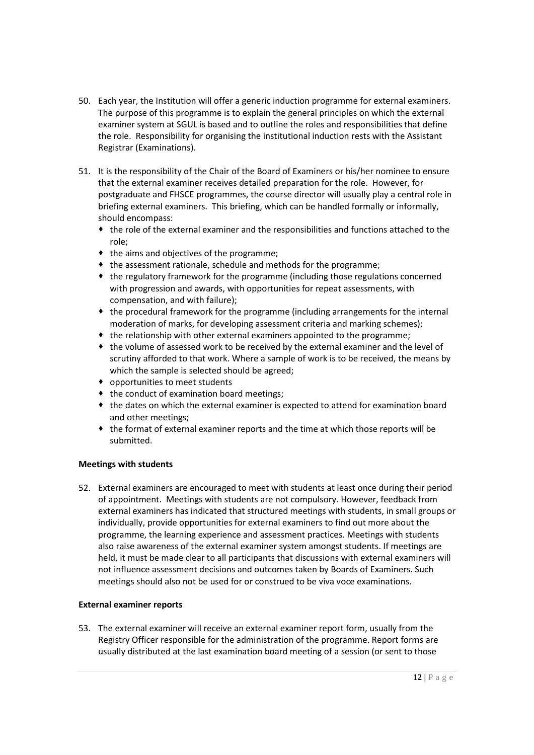50. Each year, the Institution will offer a generic induction programme for external examiners. The purpose of this programme is to explain the general principles on which the external examiner system at SGUL is based and to outline the roles and responsibilities that define the role. Responsibility for organising the institutional induction rests with the Assistant Registrar (Examinations).

51. It is the responsibility of the Chair of the Board of Examiners or his/her nominee to ensure that the external examiner receives detailed preparation for the role. However, for postgraduate and FHSCE programmes, the course director will usually play a central role in briefing external examiners. This briefing, which can be handled formally or informally, should encompass:
    - the role of the external examiner and the responsibilities and functions attached to the role;
    - the aims and objectives of the programme;
    - the assessment rationale, schedule and methods for the programme;
    - the regulatory framework for the programme (including those regulations concerned with progression and awards, with opportunities for repeat assessments, with compensation, and with failure);
    - the procedural framework for the programme (including arrangements for the internal moderation of marks, for developing assessment criteria and marking schemes);
    - the relationship with other external examiners appointed to the programme;
    - the volume of assessed work to be received by the external examiner and the level of scrutiny afforded to that work. Where a sample of work is to be received, the means by which the sample is selected should be agreed;
    - opportunities to meet students
    - the conduct of examination board meetings;
    - the dates on which the external examiner is expected to attend for examination board and other meetings;
    - the format of external examiner reports and the time at which those reports will be submitted.

**Meetings with students**

52. External examiners are encouraged to meet with students at least once during their period of appointment. Meetings with students are not compulsory. However, feedback from external examiners has indicated that structured meetings with students, in small groups or individually, provide opportunities for external examiners to find out more about the programme, the learning experience and assessment practices. Meetings with students also raise awareness of the external examiner system amongst students. If meetings are held, it must be made clear to all participants that discussions with external examiners will not influence assessment decisions and outcomes taken by Boards of Examiners. Such meetings should also not be used for or construed to be viva voce examinations.

**External examiner reports**

53. The external examiner will receive an external examiner report form, usually from the Registry Officer responsible for the administration of the programme. Report forms are usually distributed at the last examination board meeting of a session (or sent to those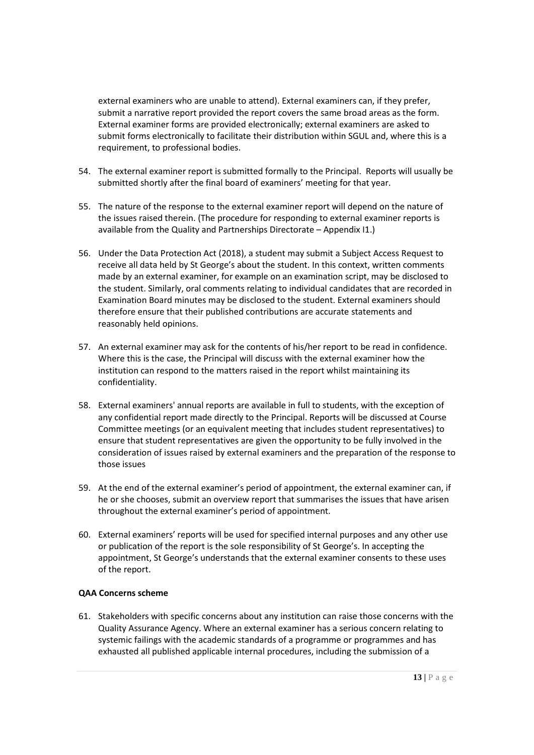external examiners who are unable to attend). External examiners can, if they prefer, submit a narrative report provided the report covers the same broad areas as the form. External examiner forms are provided electronically; external examiners are asked to submit forms electronically to facilitate their distribution within SGUL and, where this is a requirement, to professional bodies.

54. The external examiner report is submitted formally to the Principal. Reports will usually be submitted shortly after the final board of examiners' meeting for that year.

55. The nature of the response to the external examiner report will depend on the nature of the issues raised therein. (The procedure for responding to external examiner reports is available from the Quality and Partnerships Directorate – Appendix I1.)

56. Under the Data Protection Act (2018), a student may submit a Subject Access Request to receive all data held by St George's about the student. In this context, written comments made by an external examiner, for example on an examination script, may be disclosed to the student. Similarly, oral comments relating to individual candidates that are recorded in Examination Board minutes may be disclosed to the student. External examiners should therefore ensure that their published contributions are accurate statements and reasonably held opinions.

57. An external examiner may ask for the contents of his/her report to be read in confidence. Where this is the case, the Principal will discuss with the external examiner how the institution can respond to the matters raised in the report whilst maintaining its confidentiality.

58. External examiners' annual reports are available in full to students, with the exception of any confidential report made directly to the Principal. Reports will be discussed at Course Committee meetings (or an equivalent meeting that includes student representatives) to ensure that student representatives are given the opportunity to be fully involved in the consideration of issues raised by external examiners and the preparation of the response to those issues

59. At the end of the external examiner's period of appointment, the external examiner can, if he or she chooses, submit an overview report that summarises the issues that have arisen throughout the external examiner's period of appointment.

60. External examiners' reports will be used for specified internal purposes and any other use or publication of the report is the sole responsibility of St George's. In accepting the appointment, St George's understands that the external examiner consents to these uses of the report.

**QAA Concerns scheme**

61. Stakeholders with specific concerns about any institution can raise those concerns with the Quality Assurance Agency. Where an external examiner has a serious concern relating to systemic failings with the academic standards of a programme or programmes and has exhausted all published applicable internal procedures, including the submission of a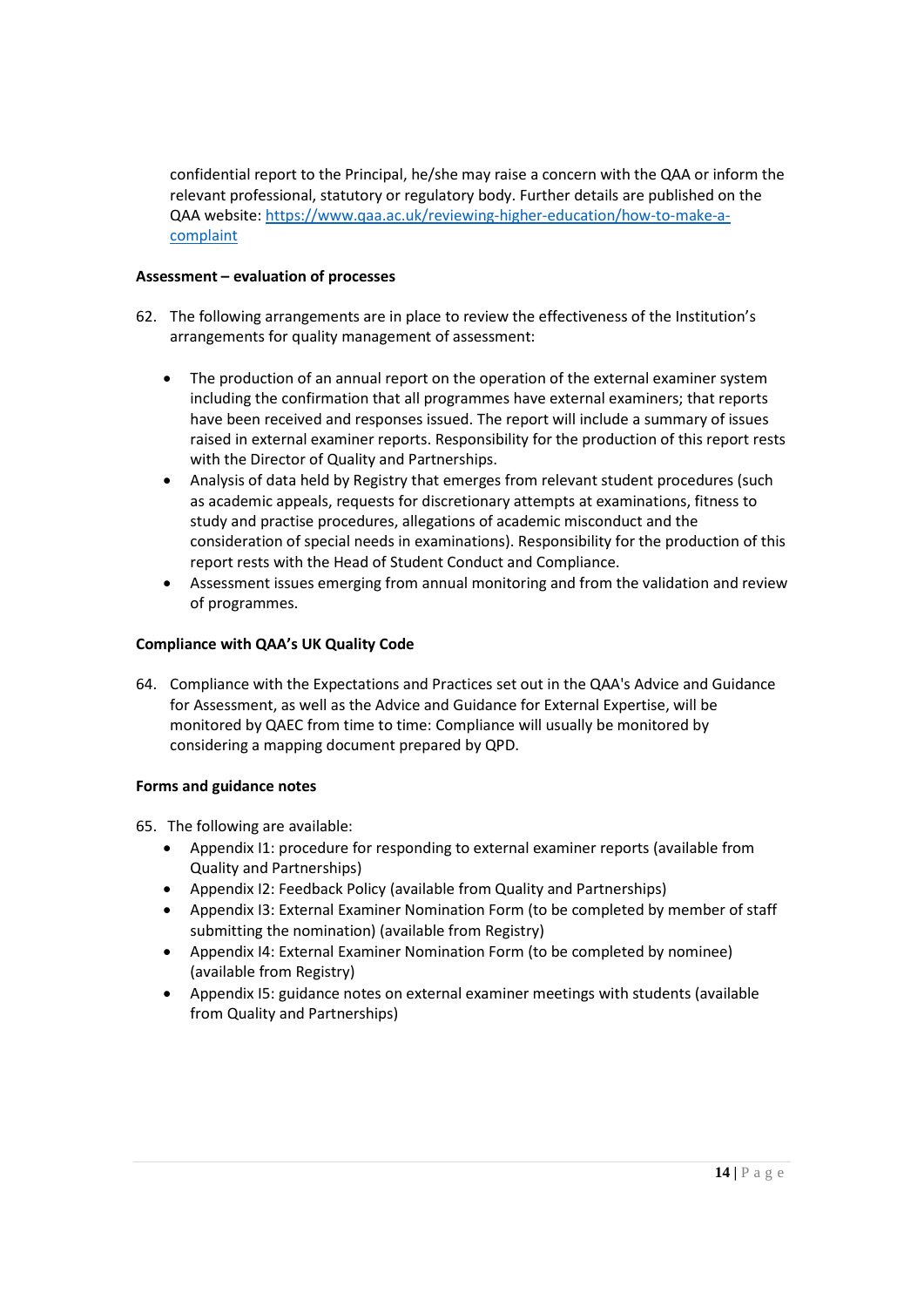confidential report to the Principal, he/she may raise a concern with the QAA or inform the relevant professional, statutory or regulatory body. Further details are published on the QAA website: [https://www.qaa.ac.uk/reviewing-higher-education/how-to-make-a-complaint](https://www.qaa.ac.uk/reviewing-higher-education/how-to-make-a-complaint)

**Assessment – evaluation of processes**

62. The following arrangements are in place to review the effectiveness of the Institution's arrangements for quality management of assessment:

    - The production of an annual report on the operation of the external examiner system including the confirmation that all programmes have external examiners; that reports have been received and responses issued. The report will include a summary of issues raised in external examiner reports. Responsibility for the production of this report rests with the Director of Quality and Partnerships.
    - Analysis of data held by Registry that emerges from relevant student procedures (such as academic appeals, requests for discretionary attempts at examinations, fitness to study and practise procedures, allegations of academic misconduct and the consideration of special needs in examinations). Responsibility for the production of this report rests with the Head of Student Conduct and Compliance.
    - Assessment issues emerging from annual monitoring and from the validation and review of programmes.

**Compliance with QAA's UK Quality Code**

64. Compliance with the Expectations and Practices set out in the QAA's Advice and Guidance for Assessment, as well as the Advice and Guidance for External Expertise, will be monitored by QAEC from time to time: Compliance will usually be monitored by considering a mapping document prepared by QPD.

**Forms and guidance notes**

65. The following are available:
    - Appendix I1: procedure for responding to external examiner reports (available from Quality and Partnerships)
    - Appendix I2: Feedback Policy (available from Quality and Partnerships)
    - Appendix I3: External Examiner Nomination Form (to be completed by member of staff submitting the nomination) (available from Registry)
    - Appendix I4: External Examiner Nomination Form (to be completed by nominee) (available from Registry)
    - Appendix I5: guidance notes on external examiner meetings with students (available from Quality and Partnerships)